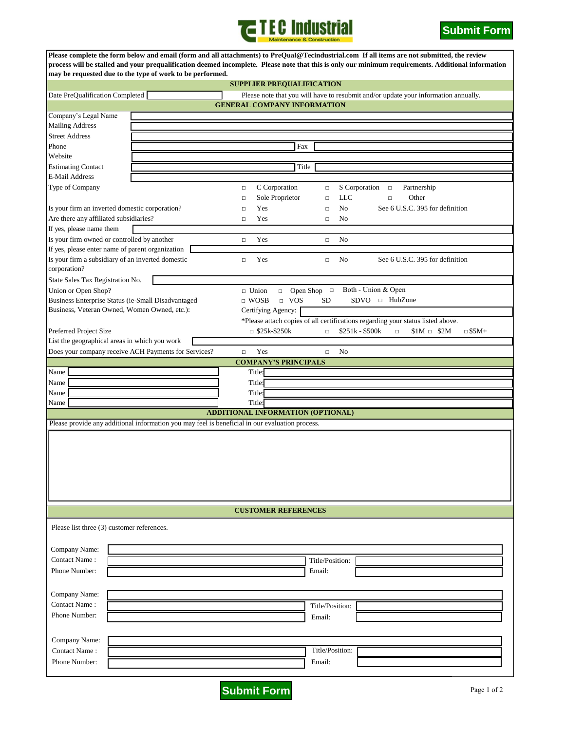# TEC Industrial

Maintenance & Construction

Submit Form

**Please complete the form below and email (form and all attachments) to PreQual@Tecindustrial.com If all items are not submitted, the review process will be stalled and your prequalification deemed incomplete. Please note that this is only our minimum requirements. Additional information may be requested due to the type of work to be performed.**

## SUPPLIER PREQUALIFICATION

Date PreQualification Completed ______ Please note that you will have to resubmit and/or update your information annually.

## GENERAL COMPANY INFORMATION

Company's Legal Name ______

Mailing Address ______

Street Address ______

Phone ______ Fax ______

Website ______

Estimating Contact ______ Title ______

E-Mail Address ______

Type of Company □ C Corporation □ S Corporation □ Partnership □ Sole Proprietor □ LLC □ Other

Is your firm an inverted domestic corporation? □ Yes □ No See 6 U.S.C. 395 for definition

Are there any affiliated subsidiaries? □ Yes □ No

If yes, please name them ______

Is your firm owned or controlled by another □ Yes □ No

If yes, please enter name of parent organization ______

Is your firm a subsidiary of an inverted domestic corporation? □ Yes □ No See 6 U.S.C. 395 for definition

State Sales Tax Registration No. ______

Union or Open Shop? □ Union □ Open Shop □ Both - Union & Open

Business Enterprise Status (ie-Small Disadvantaged Business, Veteran Owned, Women Owned, etc.): □ WOSB □ VOS SD SDVO □ HubZone

Certifying Agency: ______

*Please attach copies of all certifications regarding your status listed above.

Preferred Project Size □ $25k-$250k □ $251k - $500k □ $1M □ $2M □ $5M+

List the geographical areas in which you work ______

Does your company receive ACH Payments for Services? □ Yes □ No

## COMPANY'S PRINCIPALS

| Name | Title |
|---|---|
| | |
| | |
| | |
| | |

## ADDITIONAL INFORMATION (OPTIONAL)

Please provide any additional information you may feel is beneficial in our evaluation process.

______

## CUSTOMER REFERENCES

Please list three (3) customer references.

Company Name: ______

Contact Name : ______ Title/Position: ______

Phone Number: ______ Email: ______

Company Name: ______

Contact Name : ______ Title/Position: ______

Phone Number: ______ Email: ______

Company Name: ______

Contact Name : ______ Title/Position: ______

Phone Number: ______ Email: ______

Submit Form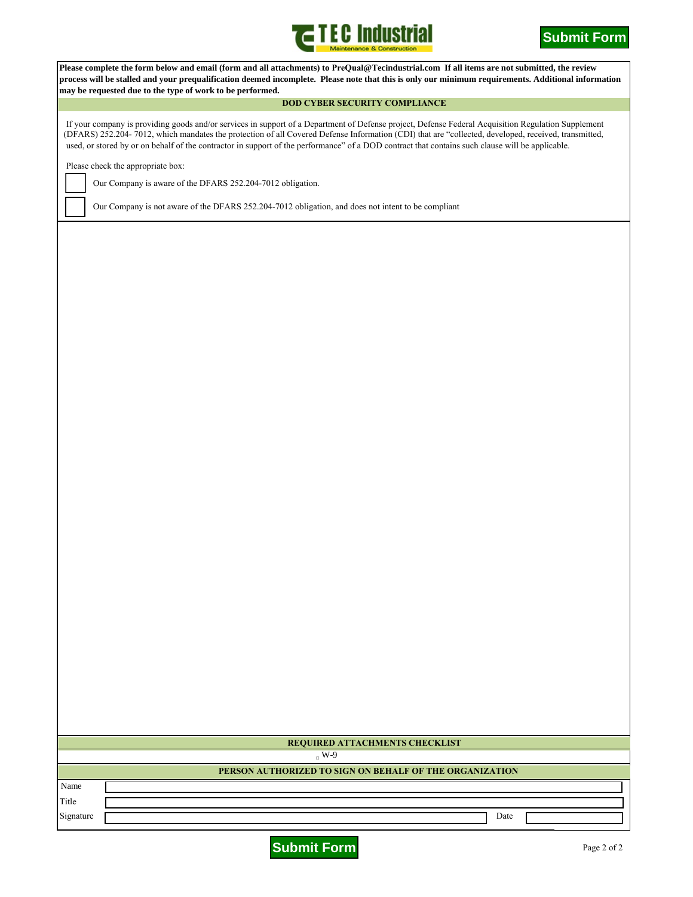TEC Industrial
Maintenance & Construction

Submit Form

**Please complete the form below and email (form and all attachments) to PreQual@Tecindustrial.com If all items are not submitted, the review process will be stalled and your prequalification deemed incomplete. Please note that this is only our minimum requirements. Additional information may be requested due to the type of work to be performed.**

## DOD CYBER SECURITY COMPLIANCE

If your company is providing goods and/or services in support of a Department of Defense project, Defense Federal Acquisition Regulation Supplement (DFARS) 252.204- 7012, which mandates the protection of all Covered Defense Information (CDI) that are "collected, developed, received, transmitted, used, or stored by or on behalf of the contractor in support of the performance" of a DOD contract that contains such clause will be applicable.

Please check the appropriate box:

- ☐ Our Company is aware of the DFARS 252.204-7012 obligation.
- ☐ Our Company is not aware of the DFARS 252.204-7012 obligation, and does not intent to be compliant

## REQUIRED ATTACHMENTS CHECKLIST

- ☐ W-9

## PERSON AUTHORIZED TO SIGN ON BEHALF OF THE ORGANIZATION

| | | | |
|---|---|---|---|
| Name | | | |
| Title | | | |
| Signature | | Date | |

Submit Form